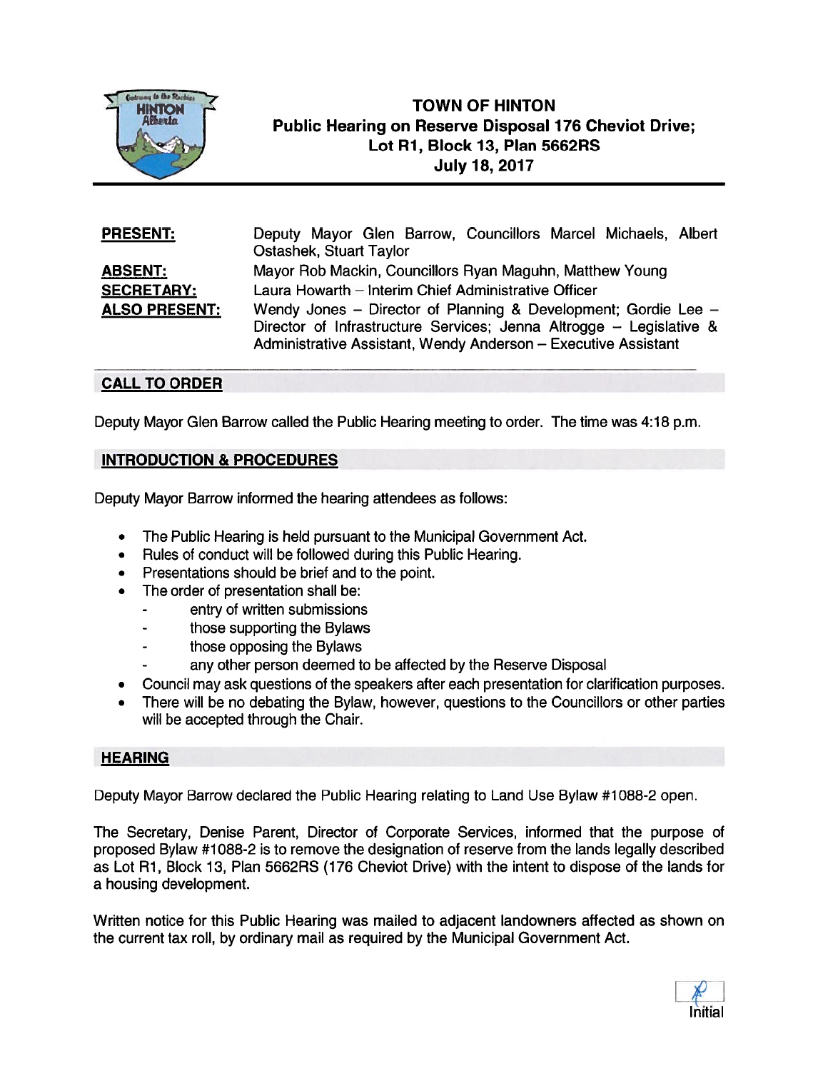# TOWN OF HINTON
## Public Hearing on Reserve Disposal 176 Cheviot Drive; Lot R1, Block 13, Plan 5662RS
## July 18, 2017

**PRESENT:** Deputy Mayor Glen Barrow, Councillors Marcel Michaels, Albert Ostashek, Stuart Taylor

**ABSENT:** Mayor Rob Mackin, Councillors Ryan Maguhn, Matthew Young

**SECRETARY:** Laura Howarth – Interim Chief Administrative Officer

**ALSO PRESENT:** Wendy Jones – Director of Planning & Development; Gordie Lee – Director of Infrastructure Services; Jenna Altrogge – Legislative & Administrative Assistant, Wendy Anderson – Executive Assistant

## CALL TO ORDER

Deputy Mayor Glen Barrow called the Public Hearing meeting to order. The time was 4:18 p.m.

## INTRODUCTION & PROCEDURES

Deputy Mayor Barrow informed the hearing attendees as follows:

- The Public Hearing is held pursuant to the Municipal Government Act.
- Rules of conduct will be followed during this Public Hearing.
- Presentations should be brief and to the point.
- The order of presentation shall be:
  - entry of written submissions
  - those supporting the Bylaws
  - those opposing the Bylaws
  - any other person deemed to be affected by the Reserve Disposal
- Council may ask questions of the speakers after each presentation for clarification purposes.
- There will be no debating the Bylaw, however, questions to the Councillors or other parties will be accepted through the Chair.

## HEARING

Deputy Mayor Barrow declared the Public Hearing relating to Land Use Bylaw #1088-2 open.

The Secretary, Denise Parent, Director of Corporate Services, informed that the purpose of proposed Bylaw #1088-2 is to remove the designation of reserve from the lands legally described as Lot R1, Block 13, Plan 5662RS (176 Cheviot Drive) with the intent to dispose of the lands for a housing development.

Written notice for this Public Hearing was mailed to adjacent landowners affected as shown on the current tax roll, by ordinary mail as required by the Municipal Government Act.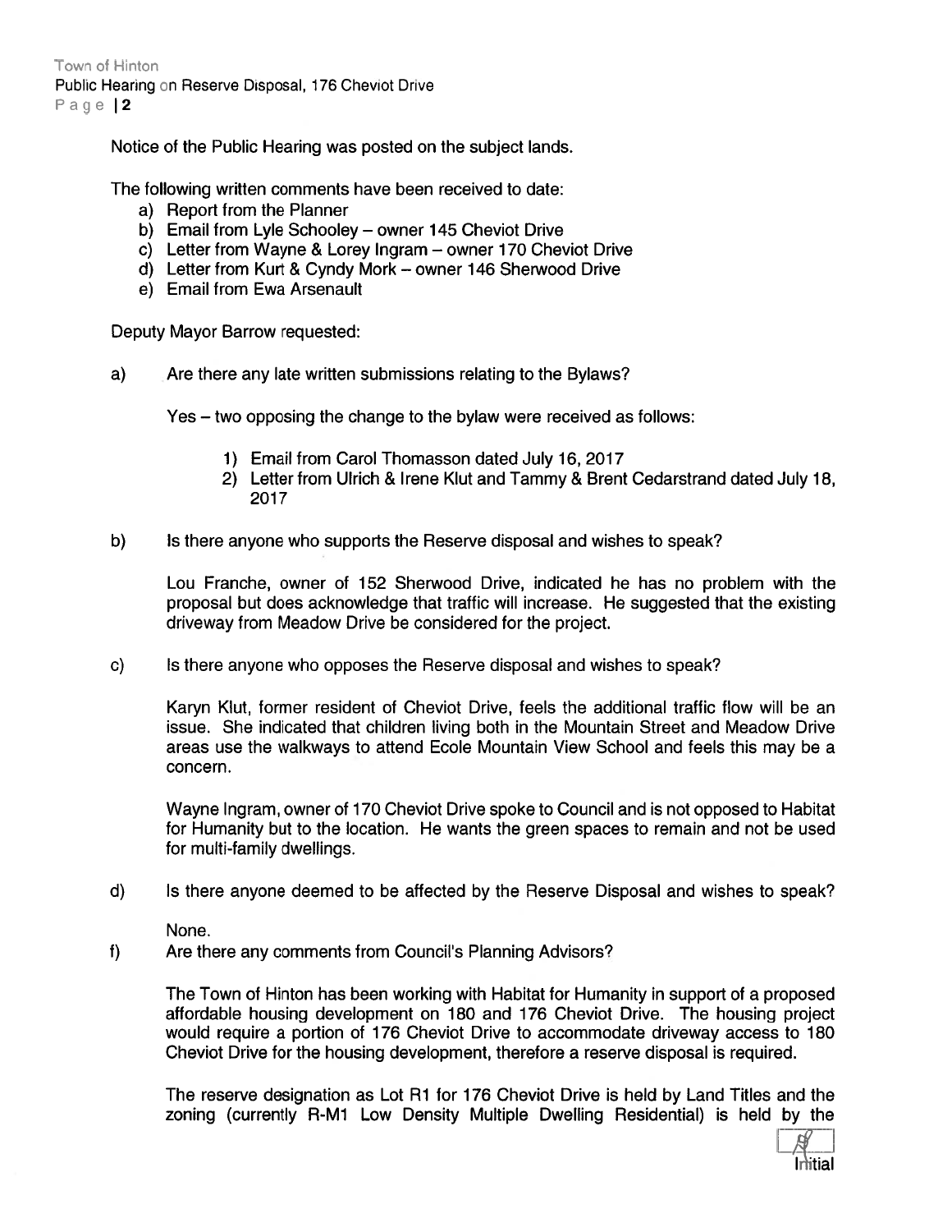Notice of the Public Hearing was posted on the subject lands.

The following written comments have been received to date:

a) Report from the Planner
b) Email from Lyle Schooley – owner 145 Cheviot Drive
c) Letter from Wayne & Lorey Ingram – owner 170 Cheviot Drive
d) Letter from Kurt & Cyndy Mork – owner 146 Sherwood Drive
e) Email from Ewa Arsenault

Deputy Mayor Barrow requested:

a) Are there any late written submissions relating to the Bylaws?

Yes – two opposing the change to the bylaw were received as follows:

1) Email from Carol Thomasson dated July 16, 2017
2) Letter from Ulrich & Irene Klut and Tammy & Brent Cedarstrand dated July 18, 2017

b) Is there anyone who supports the Reserve disposal and wishes to speak?

Lou Franche, owner of 152 Sherwood Drive, indicated he has no problem with the proposal but does acknowledge that traffic will increase. He suggested that the existing driveway from Meadow Drive be considered for the project.

c) Is there anyone who opposes the Reserve disposal and wishes to speak?

Karyn Klut, former resident of Cheviot Drive, feels the additional traffic flow will be an issue. She indicated that children living both in the Mountain Street and Meadow Drive areas use the walkways to attend Ecole Mountain View School and feels this may be a concern.

Wayne Ingram, owner of 170 Cheviot Drive spoke to Council and is not opposed to Habitat for Humanity but to the location. He wants the green spaces to remain and not be used for multi-family dwellings.

d) Is there anyone deemed to be affected by the Reserve Disposal and wishes to speak?

None.

f) Are there any comments from Council's Planning Advisors?

The Town of Hinton has been working with Habitat for Humanity in support of a proposed affordable housing development on 180 and 176 Cheviot Drive. The housing project would require a portion of 176 Cheviot Drive to accommodate driveway access to 180 Cheviot Drive for the housing development, therefore a reserve disposal is required.

The reserve designation as Lot R1 for 176 Cheviot Drive is held by Land Titles and the zoning (currently R-M1 Low Density Multiple Dwelling Residential) is held by the

Initial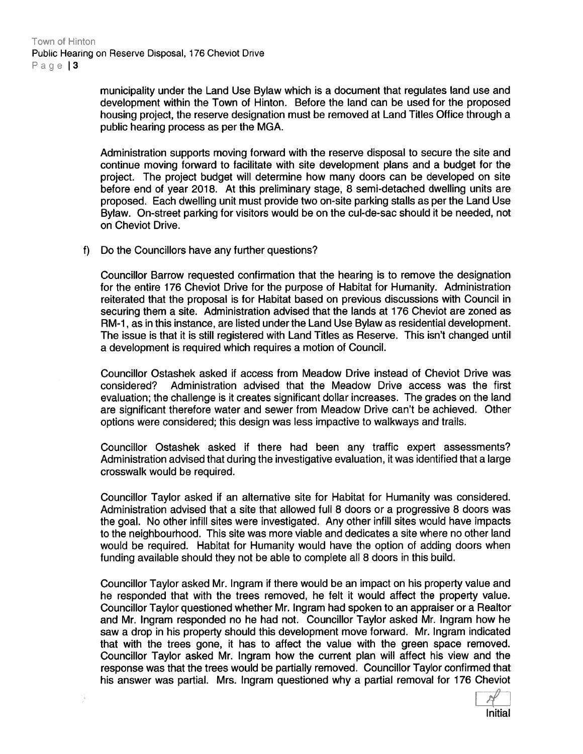municipality under the Land Use Bylaw which is a document that regulates land use and development within the Town of Hinton. Before the land can be used for the proposed housing project, the reserve designation must be removed at Land Titles Office through a public hearing process as per the MGA.

Administration supports moving forward with the reserve disposal to secure the site and continue moving forward to facilitate with site development plans and a budget for the project. The project budget will determine how many doors can be developed on site before end of year 2018. At this preliminary stage, 8 semi-detached dwelling units are proposed. Each dwelling unit must provide two on-site parking stalls as per the Land Use Bylaw. On-street parking for visitors would be on the cul-de-sac should it be needed, not on Cheviot Drive.

f) Do the Councillors have any further questions?

Councillor Barrow requested confirmation that the hearing is to remove the designation for the entire 176 Cheviot Drive for the purpose of Habitat for Humanity. Administration reiterated that the proposal is for Habitat based on previous discussions with Council in securing them a site. Administration advised that the lands at 176 Cheviot are zoned as RM-1, as in this instance, are listed under the Land Use Bylaw as residential development. The issue is that it is still registered with Land Titles as Reserve. This isn't changed until a development is required which requires a motion of Council.

Councillor Ostashek asked if access from Meadow Drive instead of Cheviot Drive was considered? Administration advised that the Meadow Drive access was the first evaluation; the challenge is it creates significant dollar increases. The grades on the land are significant therefore water and sewer from Meadow Drive can't be achieved. Other options were considered; this design was less impactive to walkways and trails.

Councillor Ostashek asked if there had been any traffic expert assessments? Administration advised that during the investigative evaluation, it was identified that a large crosswalk would be required.

Councillor Taylor asked if an alternative site for Habitat for Humanity was considered. Administration advised that a site that allowed full 8 doors or a progressive 8 doors was the goal. No other infill sites were investigated. Any other infill sites would have impacts to the neighbourhood. This site was more viable and dedicates a site where no other land would be required. Habitat for Humanity would have the option of adding doors when funding available should they not be able to complete all 8 doors in this build.

Councillor Taylor asked Mr. Ingram if there would be an impact on his property value and he responded that with the trees removed, he felt it would affect the property value. Councillor Taylor questioned whether Mr. Ingram had spoken to an appraiser or a Realtor and Mr. Ingram responded no he had not. Councillor Taylor asked Mr. Ingram how he saw a drop in his property should this development move forward. Mr. Ingram indicated that with the trees gone, it has to affect the value with the green space removed. Councillor Taylor asked Mr. Ingram how the current plan will affect his view and the response was that the trees would be partially removed. Councillor Taylor confirmed that his answer was partial. Mrs. Ingram questioned why a partial removal for 176 Cheviot

Initial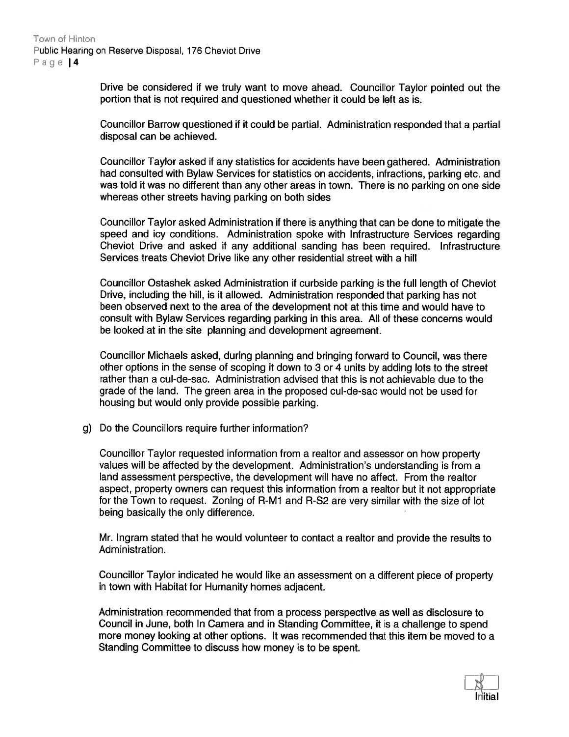Drive be considered if we truly want to move ahead. Councillor Taylor pointed out the portion that is not required and questioned whether it could be left as is.

Councillor Barrow questioned if it could be partial. Administration responded that a partial disposal can be achieved.

Councillor Taylor asked if any statistics for accidents have been gathered. Administration had consulted with Bylaw Services for statistics on accidents, infractions, parking etc. and was told it was no different than any other areas in town. There is no parking on one side whereas other streets having parking on both sides

Councillor Taylor asked Administration if there is anything that can be done to mitigate the speed and icy conditions. Administration spoke with Infrastructure Services regarding Cheviot Drive and asked if any additional sanding has been required. Infrastructure Services treats Cheviot Drive like any other residential street with a hill

Councillor Ostashek asked Administration if curbside parking is the full length of Cheviot Drive, including the hill, is it allowed. Administration responded that parking has not been observed next to the area of the development not at this time and would have to consult with Bylaw Services regarding parking in this area. All of these concerns would be looked at in the site planning and development agreement.

Councillor Michaels asked, during planning and bringing forward to Council, was there other options in the sense of scoping it down to 3 or 4 units by adding lots to the street rather than a cul-de-sac. Administration advised that this is not achievable due to the grade of the land. The green area in the proposed cul-de-sac would not be used for housing but would only provide possible parking.

g) Do the Councillors require further information?

Councillor Taylor requested information from a realtor and assessor on how property values will be affected by the development. Administration's understanding is from a land assessment perspective, the development will have no affect. From the realtor aspect, property owners can request this information from a realtor but it not appropriate for the Town to request. Zoning of R-M1 and R-S2 are very similar with the size of lot being basically the only difference.

Mr. Ingram stated that he would volunteer to contact a realtor and provide the results to Administration.

Councillor Taylor indicated he would like an assessment on a different piece of property in town with Habitat for Humanity homes adjacent.

Administration recommended that from a process perspective as well as disclosure to Council in June, both In Camera and in Standing Committee, it is a challenge to spend more money looking at other options. It was recommended that this item be moved to a Standing Committee to discuss how money is to be spent.

Initial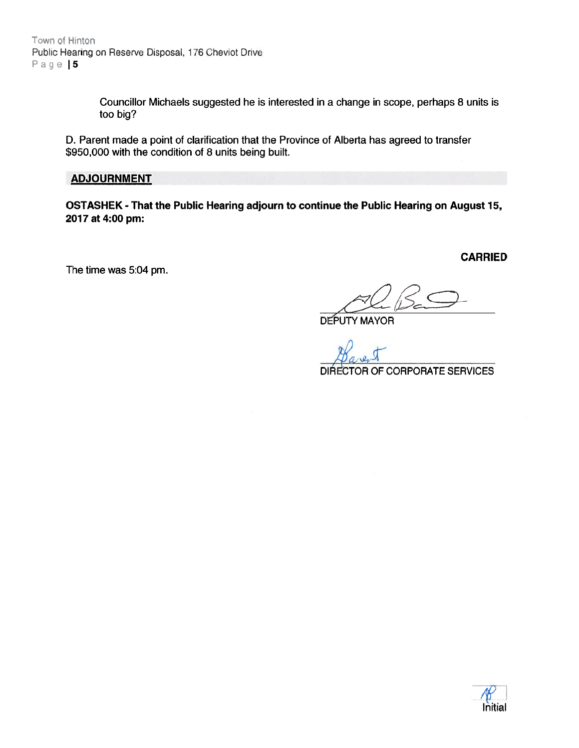Councillor Michaels suggested he is interested in a change in scope, perhaps 8 units is too big?

D. Parent made a point of clarification that the Province of Alberta has agreed to transfer $950,000 with the condition of 8 units being built.

## ADJOURNMENT

**OSTASHEK - That the Public Hearing adjourn to continue the Public Hearing on August 15, 2017 at 4:00 pm:**

**CARRIED**

The time was 5:04 pm.

DEPUTY MAYOR

DIRECTOR OF CORPORATE SERVICES

Initial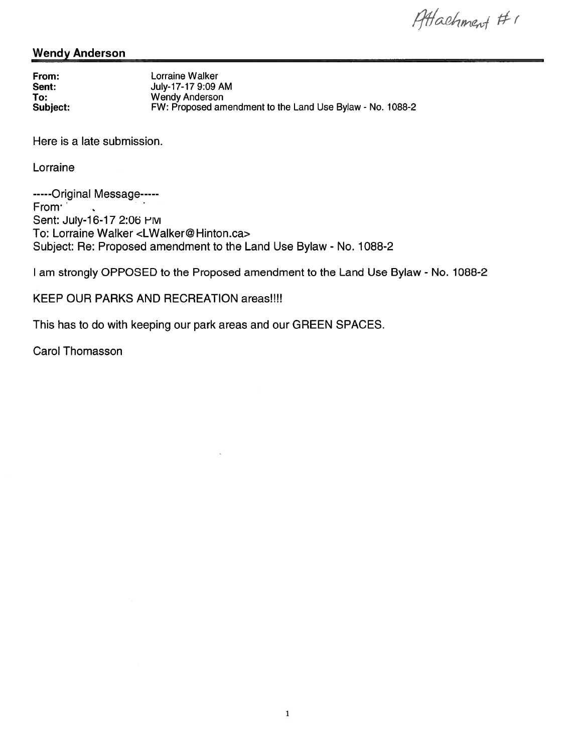Attachment #1

## Wendy Anderson

**From:** Lorraine Walker
**Sent:** July-17-17 9:09 AM
**To:** Wendy Anderson
**Subject:** FW: Proposed amendment to the Land Use Bylaw - No. 1088-2

Here is a late submission.

Lorraine

-----Original Message-----
From:
Sent: July-16-17 2:06 PM
To: Lorraine Walker <LWalker@Hinton.ca>
Subject: Re: Proposed amendment to the Land Use Bylaw - No. 1088-2

I am strongly OPPOSED to the Proposed amendment to the Land Use Bylaw - No. 1088-2

KEEP OUR PARKS AND RECREATION areas!!!!

This has to do with keeping our park areas and our GREEN SPACES.

Carol Thomasson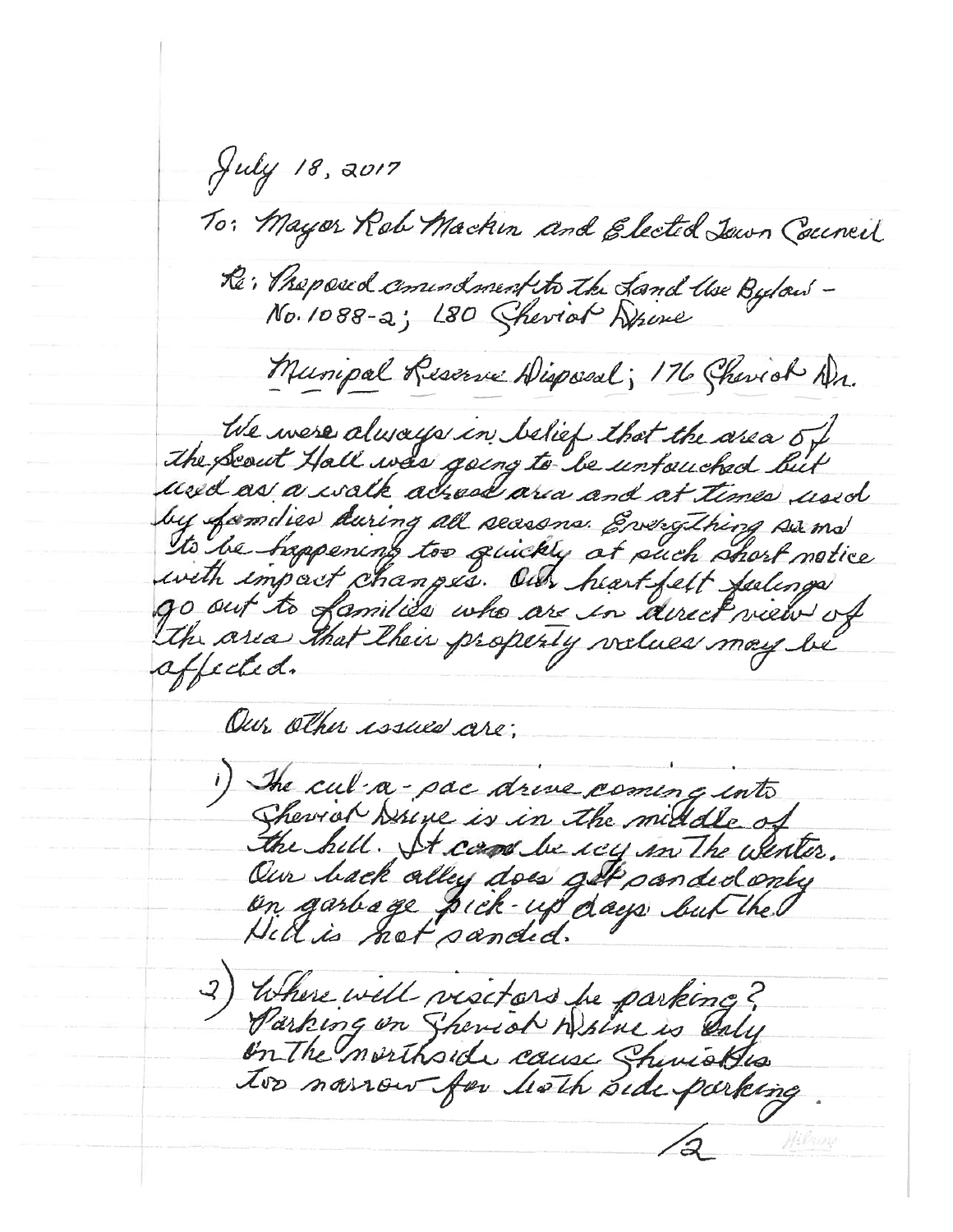July 18, 2017

To: Mayor Rob Mackin and Elected Town Council

Re: Proposed amendment to the Land Use Bylaw - No. 1088-2; 180 Cheviot Drive

Municipal Reserve Disposal; 176 Cheviot Dr.

We were always in belief that the area of the Scout Hall was going to be untouched but used as a walk across area and at times used by families during all seasons. Everything seems to be happening too quickly at such short notice with impact changes. Our heart-felt feelings go out to families who are in direct view of the area that their property values may be affected.

Our other issues are:

1) The cul-a-sac drive coming into Cheviot Drive is in the middle of the hill. It can be icy in the winter. Our back alley does get sanded only on garbage pick-up days but the Hill is not sanded.

2) Where will visitors be parking? Parking on Cheviot Drive is only on the northside cause Cheviot is too narrow for both side parking.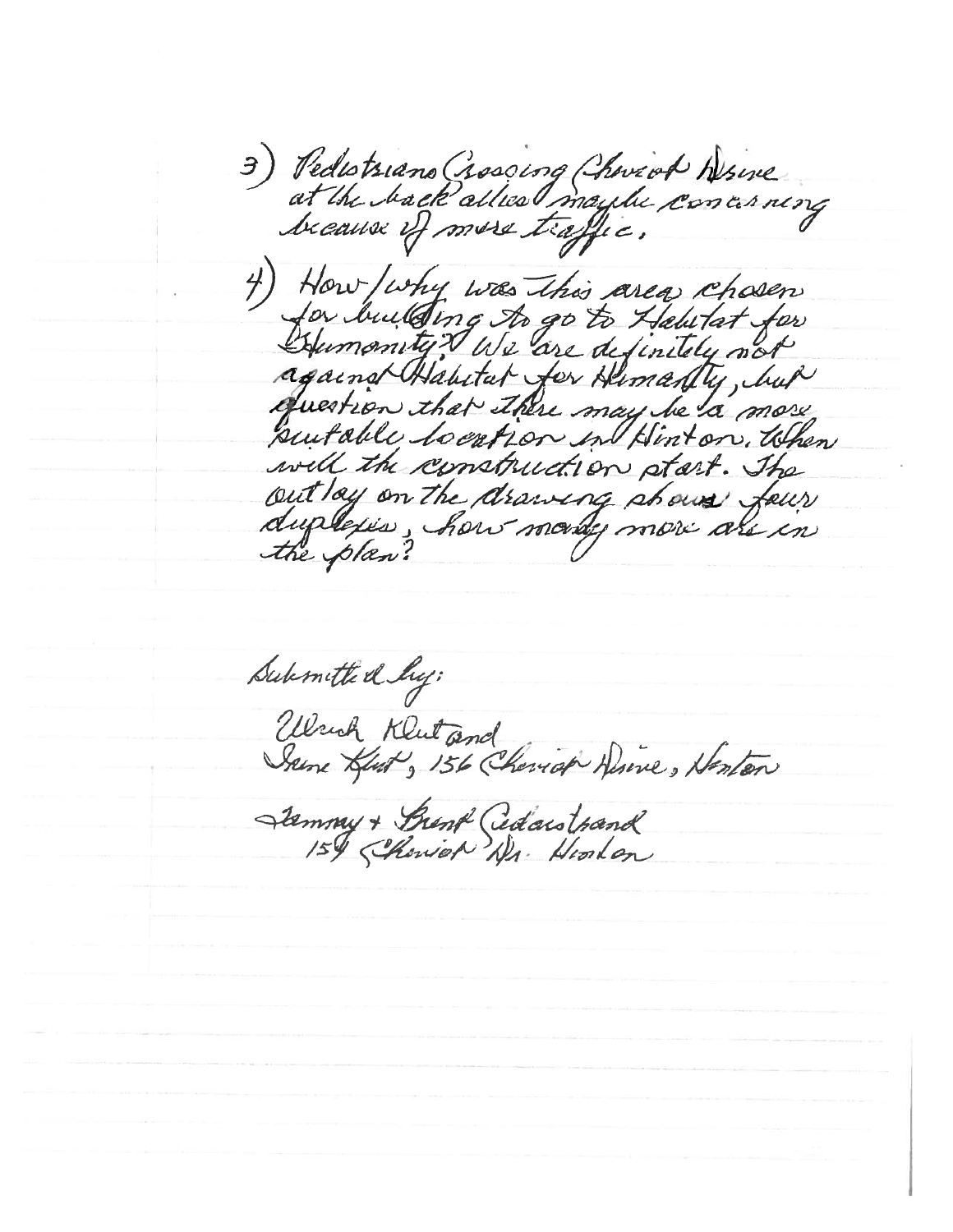3) Pedestrians Crossing Cheviot Drive at the back allies maybe concerning because of more traffic.

4) How/why was this area chosen for building to go to Habitat for Humanity? We are definitely not against Habitat for Humanity, but question that there may be a more suitable location in Hinton. When will the construction start. The outlay on the drawing shows four duplexes, how many more are in the plan?

Submitted by:

Ulrich Klut and
Irene Klut, 156 Cheviot Drive, Hinton

Tammy + Brent Cedarstrand
154 Cheviot Dr. Hinton